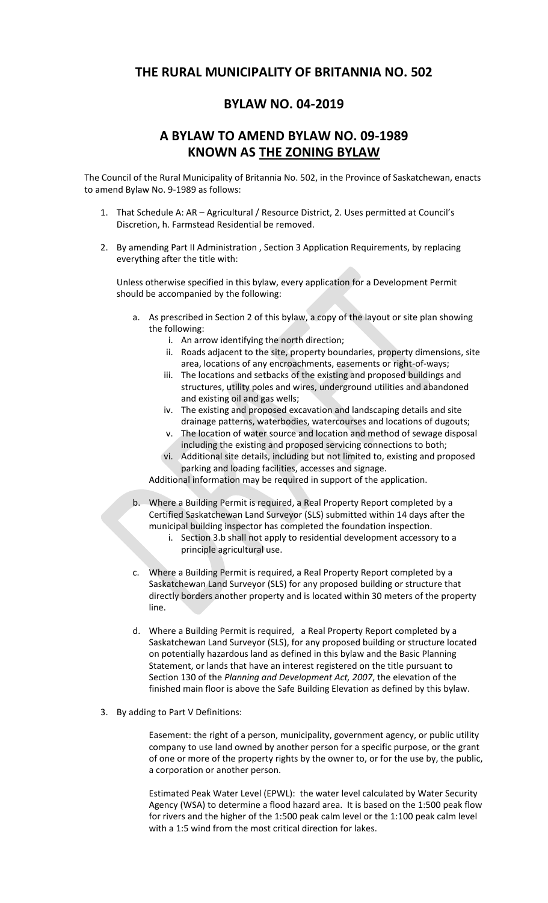# THE RURAL MUNICIPALITY OF BRITANNIA NO. 502

## BYLAW NO. 04-2019

## A BYLAW TO AMEND BYLAW NO. 09-1989 KNOWN AS THE ZONING BYLAW

The Council of the Rural Municipality of Britannia No. 502, in the Province of Saskatchewan, enacts to amend Bylaw No. 9-1989 as follows:

1. That Schedule A: AR – Agricultural / Resource District, 2. Uses permitted at Council's Discretion, h. Farmstead Residential be removed.

2. By amending Part II Administration , Section 3 Application Requirements, by replacing everything after the title with:

   Unless otherwise specified in this bylaw, every application for a Development Permit should be accompanied by the following:

   a. As prescribed in Section 2 of this bylaw, a copy of the layout or site plan showing the following:
      i. An arrow identifying the north direction;
      ii. Roads adjacent to the site, property boundaries, property dimensions, site area, locations of any encroachments, easements or right-of-ways;
      iii. The locations and setbacks of the existing and proposed buildings and structures, utility poles and wires, underground utilities and abandoned and existing oil and gas wells;
      iv. The existing and proposed excavation and landscaping details and site drainage patterns, waterbodies, watercourses and locations of dugouts;
      v. The location of water source and location and method of sewage disposal including the existing and proposed servicing connections to both;
      vi. Additional site details, including but not limited to, existing and proposed parking and loading facilities, accesses and signage.

      Additional information may be required in support of the application.

   b. Where a Building Permit is required, a Real Property Report completed by a Certified Saskatchewan Land Surveyor (SLS) submitted within 14 days after the municipal building inspector has completed the foundation inspection.
      i. Section 3.b shall not apply to residential development accessory to a principle agricultural use.

   c. Where a Building Permit is required, a Real Property Report completed by a Saskatchewan Land Surveyor (SLS) for any proposed building or structure that directly borders another property and is located within 30 meters of the property line.

   d. Where a Building Permit is required, a Real Property Report completed by a Saskatchewan Land Surveyor (SLS), for any proposed building or structure located on potentially hazardous land as defined in this bylaw and the Basic Planning Statement, or lands that have an interest registered on the title pursuant to Section 130 of the *Planning and Development Act, 2007*, the elevation of the finished main floor is above the Safe Building Elevation as defined by this bylaw.

3. By adding to Part V Definitions:

   Easement: the right of a person, municipality, government agency, or public utility company to use land owned by another person for a specific purpose, or the grant of one or more of the property rights by the owner to, or for the use by, the public, a corporation or another person.

   Estimated Peak Water Level (EPWL): the water level calculated by Water Security Agency (WSA) to determine a flood hazard area. It is based on the 1:500 peak flow for rivers and the higher of the 1:500 peak calm level or the 1:100 peak calm level with a 1:5 wind from the most critical direction for lakes.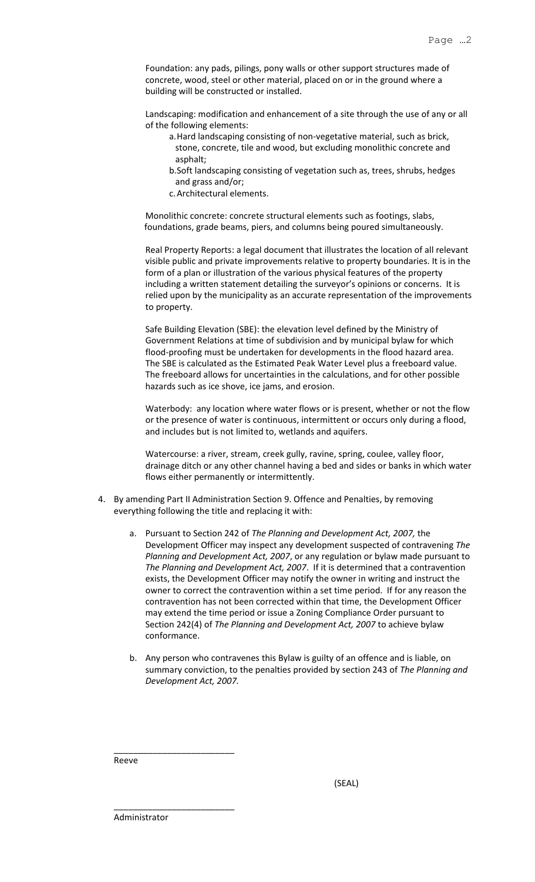Foundation: any pads, pilings, pony walls or other support structures made of concrete, wood, steel or other material, placed on or in the ground where a building will be constructed or installed.

Landscaping: modification and enhancement of a site through the use of any or all of the following elements:

a. Hard landscaping consisting of non-vegetative material, such as brick, stone, concrete, tile and wood, but excluding monolithic concrete and asphalt;
b. Soft landscaping consisting of vegetation such as, trees, shrubs, hedges and grass and/or;
c. Architectural elements.

Monolithic concrete: concrete structural elements such as footings, slabs, foundations, grade beams, piers, and columns being poured simultaneously.

Real Property Reports: a legal document that illustrates the location of all relevant visible public and private improvements relative to property boundaries. It is in the form of a plan or illustration of the various physical features of the property including a written statement detailing the surveyor's opinions or concerns. It is relied upon by the municipality as an accurate representation of the improvements to property.

Safe Building Elevation (SBE): the elevation level defined by the Ministry of Government Relations at time of subdivision and by municipal bylaw for which flood-proofing must be undertaken for developments in the flood hazard area. The SBE is calculated as the Estimated Peak Water Level plus a freeboard value. The freeboard allows for uncertainties in the calculations, and for other possible hazards such as ice shove, ice jams, and erosion.

Waterbody: any location where water flows or is present, whether or not the flow or the presence of water is continuous, intermittent or occurs only during a flood, and includes but is not limited to, wetlands and aquifers.

Watercourse: a river, stream, creek gully, ravine, spring, coulee, valley floor, drainage ditch or any other channel having a bed and sides or banks in which water flows either permanently or intermittently.

4. By amending Part II Administration Section 9. Offence and Penalties, by removing everything following the title and replacing it with:

   a. Pursuant to Section 242 of *The Planning and Development Act, 2007,* the Development Officer may inspect any development suspected of contravening *The Planning and Development Act, 2007*, or any regulation or bylaw made pursuant to *The Planning and Development Act, 2007*. If it is determined that a contravention exists, the Development Officer may notify the owner in writing and instruct the owner to correct the contravention within a set time period. If for any reason the contravention has not been corrected within that time, the Development Officer may extend the time period or issue a Zoning Compliance Order pursuant to Section 242(4) of *The Planning and Development Act, 2007* to achieve bylaw conformance.

   b. Any person who contravenes this Bylaw is guilty of an offence and is liable, on summary conviction, to the penalties provided by section 243 of *The Planning and Development Act, 2007.*

_________________________

Reeve

(SEAL)

_________________________

Administrator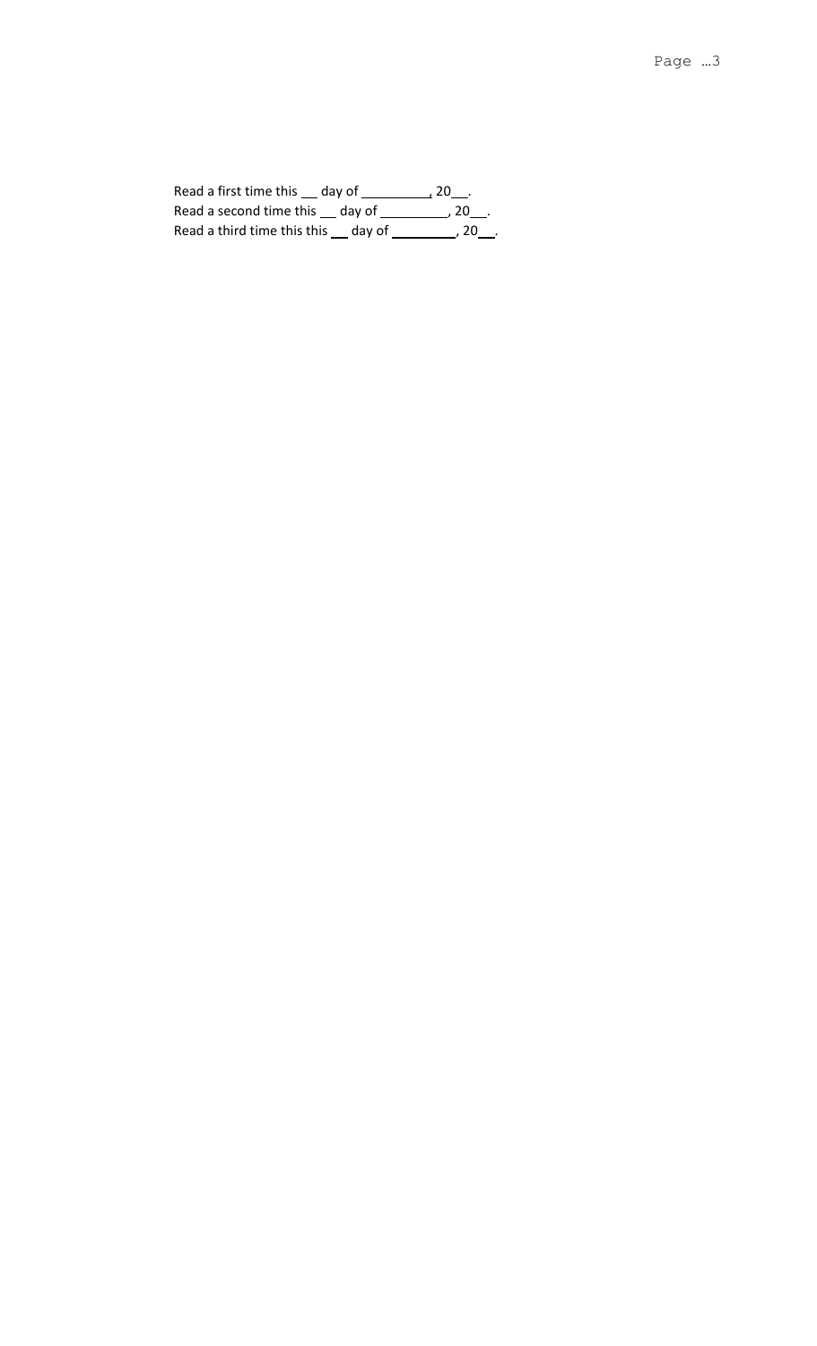Read a first time this __ day of _________, 20__.
Read a second time this __ day of _________, 20__.
Read a third time this this __ day of _________, 20__.